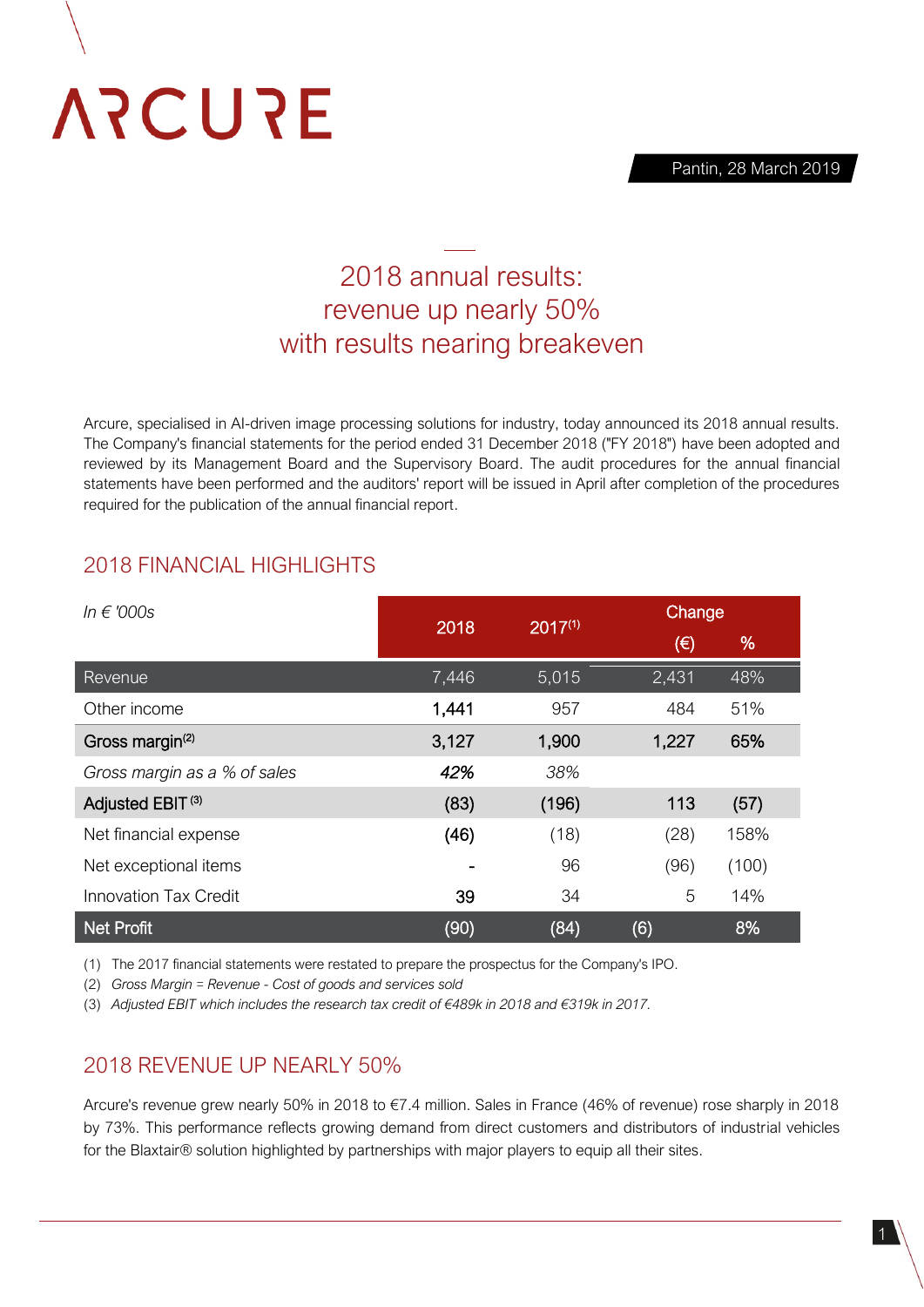ARCURE

Pantin, 28 March 2019

# 2018 annual results: revenue up nearly 50% with results nearing breakeven

Arcure, specialised in AI-driven image processing solutions for industry, today announced its 2018 annual results. The Company's financial statements for the period ended 31 December 2018 ("FY 2018") have been adopted and reviewed by its Management Board and the Supervisory Board. The audit procedures for the annual financial statements have been performed and the auditors' report will be issued in April after completion of the procedures required for the publication of the annual financial report.

## 2018 FINANCIAL HIGHLIGHTS

| *In € '000s* | 2018 | 2017 (1) | Change | |
|---|---|---|---|---|
| | | | (€) | % |
| Revenue | 7,446 | 5,015 | 2,431 | 48% |
| Other income | 1,441 | 957 | 484 | 51% |
| **Gross margin (2)** | **3,127** | **1,900** | **1,227** | **65%** |
| *Gross margin as a % of sales* | ***42%*** | *38%* | | |
| Adjusted EBIT (3) | (83) | (196) | 113 | (57) |
| Net financial expense | (46) | (18) | (28) | 158% |
| Net exceptional items | - | 96 | (96) | (100) |
| Innovation Tax Credit | 39 | 34 | 5 | 14% |
| **Net Profit** | **(90)** | **(84)** | **(6)** | **8%** |

(1) The 2017 financial statements were restated to prepare the prospectus for the Company's IPO.
(2) *Gross Margin = Revenue - Cost of goods and services sold*
(3) *Adjusted EBIT which includes the research tax credit of €489k in 2018 and €319k in 2017.*

## 2018 REVENUE UP NEARLY 50%

Arcure's revenue grew nearly 50% in 2018 to €7.4 million. Sales in France (46% of revenue) rose sharply in 2018 by 73%. This performance reflects growing demand from direct customers and distributors of industrial vehicles for the Blaxtair® solution highlighted by partnerships with major players to equip all their sites.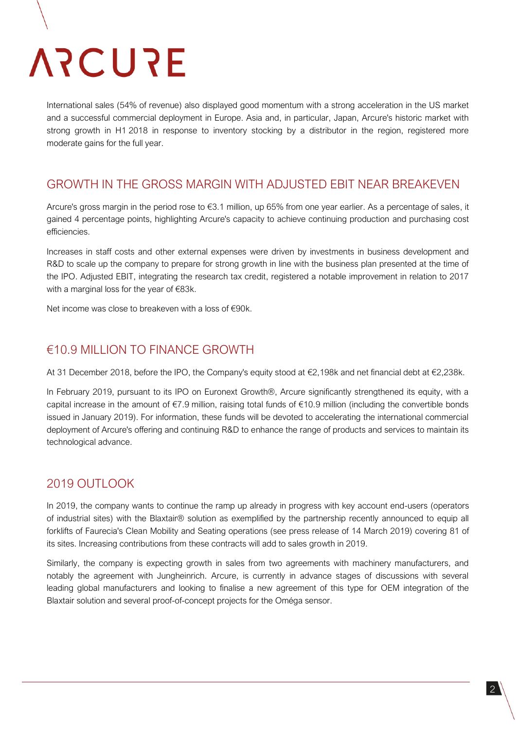International sales (54% of revenue) also displayed good momentum with a strong acceleration in the US market and a successful commercial deployment in Europe. Asia and, in particular, Japan, Arcure's historic market with strong growth in H1 2018 in response to inventory stocking by a distributor in the region, registered more moderate gains for the full year.

## GROWTH IN THE GROSS MARGIN WITH ADJUSTED EBIT NEAR BREAKEVEN

Arcure's gross margin in the period rose to €3.1 million, up 65% from one year earlier. As a percentage of sales, it gained 4 percentage points, highlighting Arcure's capacity to achieve continuing production and purchasing cost efficiencies.

Increases in staff costs and other external expenses were driven by investments in business development and R&D to scale up the company to prepare for strong growth in line with the business plan presented at the time of the IPO. Adjusted EBIT, integrating the research tax credit, registered a notable improvement in relation to 2017 with a marginal loss for the year of €83k.

Net income was close to breakeven with a loss of €90k.

## €10.9 MILLION TO FINANCE GROWTH

At 31 December 2018, before the IPO, the Company's equity stood at €2,198k and net financial debt at €2,238k.

In February 2019, pursuant to its IPO on Euronext Growth®, Arcure significantly strengthened its equity, with a capital increase in the amount of €7.9 million, raising total funds of €10.9 million (including the convertible bonds issued in January 2019). For information, these funds will be devoted to accelerating the international commercial deployment of Arcure's offering and continuing R&D to enhance the range of products and services to maintain its technological advance.

## 2019 OUTLOOK

In 2019, the company wants to continue the ramp up already in progress with key account end-users (operators of industrial sites) with the Blaxtair® solution as exemplified by the partnership recently announced to equip all forklifts of Faurecia's Clean Mobility and Seating operations (see press release of 14 March 2019) covering 81 of its sites. Increasing contributions from these contracts will add to sales growth in 2019.

Similarly, the company is expecting growth in sales from two agreements with machinery manufacturers, and notably the agreement with Jungheinrich. Arcure, is currently in advance stages of discussions with several leading global manufacturers and looking to finalise a new agreement of this type for OEM integration of the Blaxtair solution and several proof-of-concept projects for the Oméga sensor.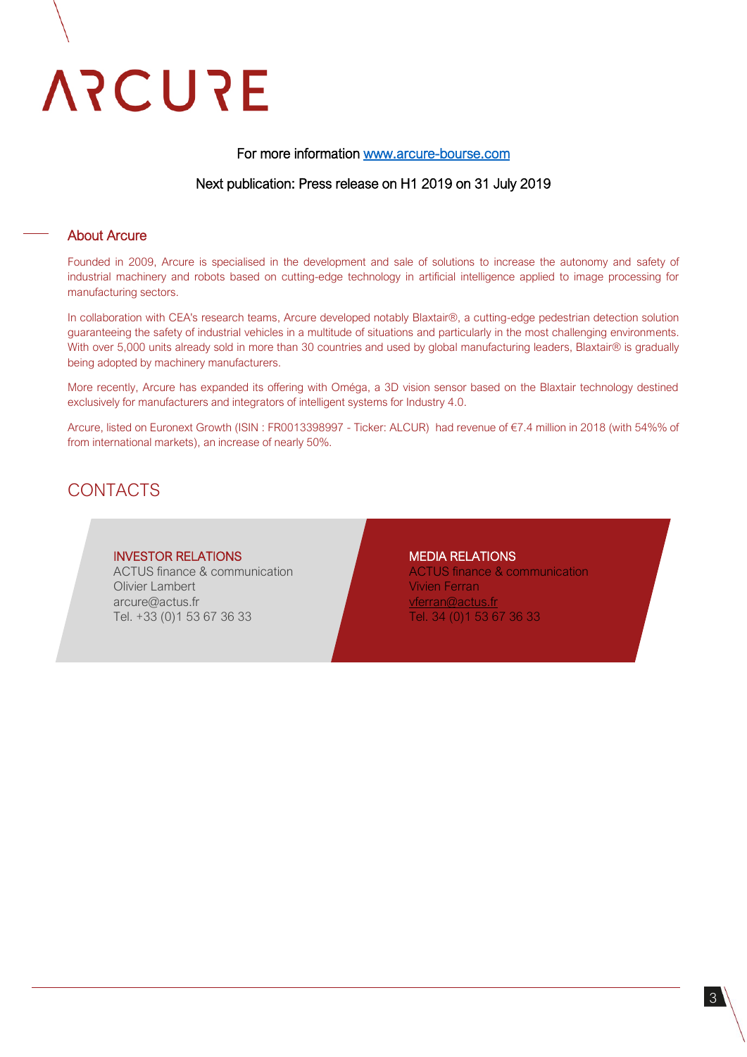# ARCURE

For more information [www.arcure-bourse.com](http://www.arcure-bourse.com)

Next publication: Press release on H1 2019 on 31 July 2019

## About Arcure

Founded in 2009, Arcure is specialised in the development and sale of solutions to increase the autonomy and safety of industrial machinery and robots based on cutting-edge technology in artificial intelligence applied to image processing for manufacturing sectors.

In collaboration with CEA's research teams, Arcure developed notably Blaxtair®, a cutting-edge pedestrian detection solution guaranteeing the safety of industrial vehicles in a multitude of situations and particularly in the most challenging environments. With over 5,000 units already sold in more than 30 countries and used by global manufacturing leaders, Blaxtair® is gradually being adopted by machinery manufacturers.

More recently, Arcure has expanded its offering with Oméga, a 3D vision sensor based on the Blaxtair technology destined exclusively for manufacturers and integrators of intelligent systems for Industry 4.0.

Arcure, listed on Euronext Growth (ISIN : FR0013398997 - Ticker: ALCUR)  had revenue of €7.4 million in 2018 (with 54%% of from international markets), an increase of nearly 50%.

## CONTACTS

**INVESTOR RELATIONS**
ACTUS finance & communication
Olivier Lambert
arcure@actus.fr
Tel. +33 (0)1 53 67 36 33

**MEDIA RELATIONS**
ACTUS finance & communication
Vivien Ferran
vferran@actus.fr
Tel. 34 (0)1 53 67 36 33